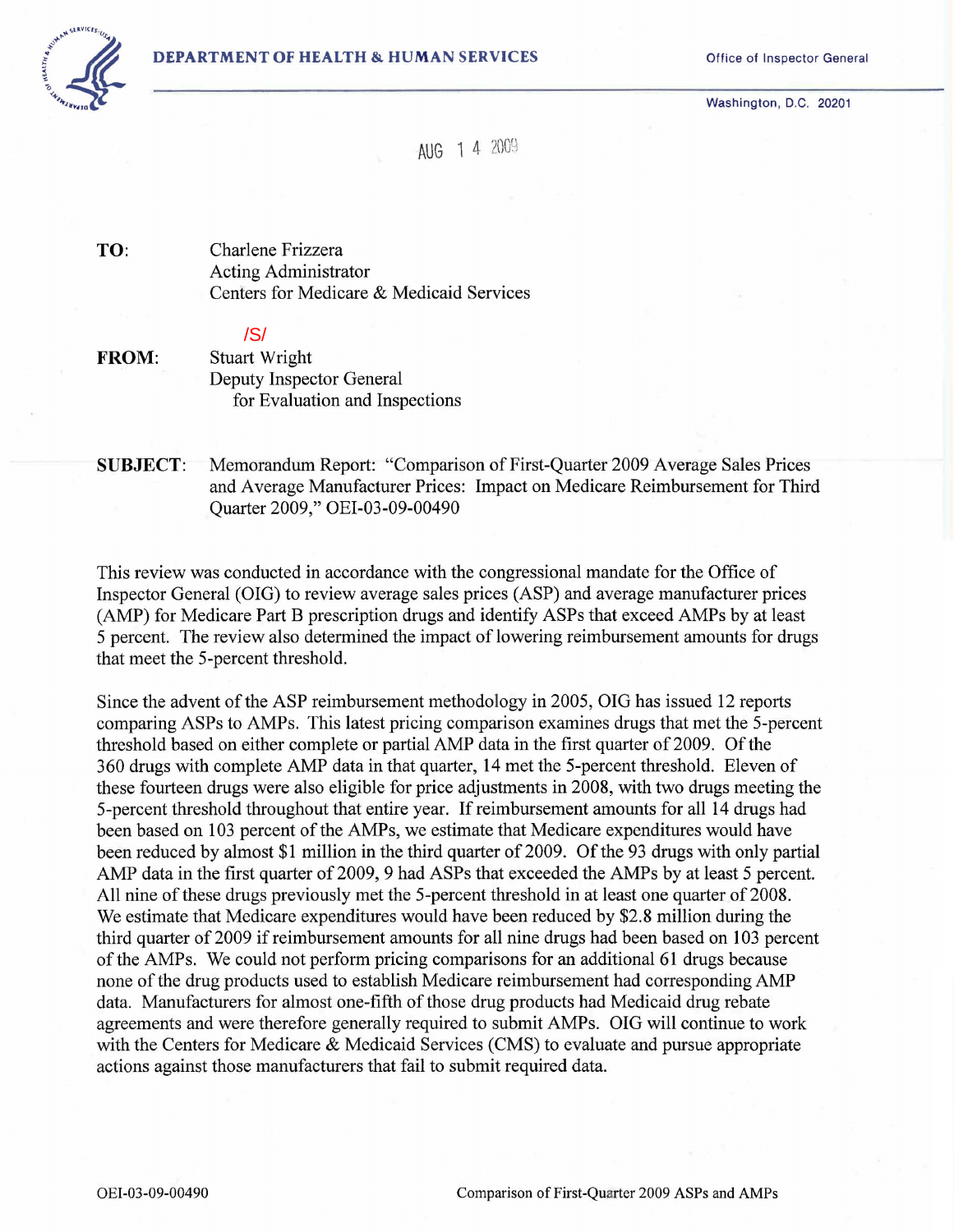DEPARTMENT OF HEALTH & HUMAN SERVICES

Office of Inspector General

Washington, D.C. 20201

AUG 14 2009

**TO:** Charlene Frizzera
Acting Administrator
Centers for Medicare & Medicaid Services

/S/

**FROM:** Stuart Wright
Deputy Inspector General
for Evaluation and Inspections

**SUBJECT:** Memorandum Report: "Comparison of First-Quarter 2009 Average Sales Prices and Average Manufacturer Prices: Impact on Medicare Reimbursement for Third Quarter 2009," OEI-03-09-00490

This review was conducted in accordance with the congressional mandate for the Office of Inspector General (OIG) to review average sales prices (ASP) and average manufacturer prices (AMP) for Medicare Part B prescription drugs and identify ASPs that exceed AMPs by at least 5 percent. The review also determined the impact of lowering reimbursement amounts for drugs that meet the 5-percent threshold.

Since the advent of the ASP reimbursement methodology in 2005, OIG has issued 12 reports comparing ASPs to AMPs. This latest pricing comparison examines drugs that met the 5-percent threshold based on either complete or partial AMP data in the first quarter of 2009. Of the 360 drugs with complete AMP data in that quarter, 14 met the 5-percent threshold. Eleven of these fourteen drugs were also eligible for price adjustments in 2008, with two drugs meeting the 5-percent threshold throughout that entire year. If reimbursement amounts for all 14 drugs had been based on 103 percent of the AMPs, we estimate that Medicare expenditures would have been reduced by almost $1 million in the third quarter of 2009. Of the 93 drugs with only partial AMP data in the first quarter of 2009, 9 had ASPs that exceeded the AMPs by at least 5 percent. All nine of these drugs previously met the 5-percent threshold in at least one quarter of 2008. We estimate that Medicare expenditures would have been reduced by $2.8 million during the third quarter of 2009 if reimbursement amounts for all nine drugs had been based on 103 percent of the AMPs. We could not perform pricing comparisons for an additional 61 drugs because none of the drug products used to establish Medicare reimbursement had corresponding AMP data. Manufacturers for almost one-fifth of those drug products had Medicaid drug rebate agreements and were therefore generally required to submit AMPs. OIG will continue to work with the Centers for Medicare & Medicaid Services (CMS) to evaluate and pursue appropriate actions against those manufacturers that fail to submit required data.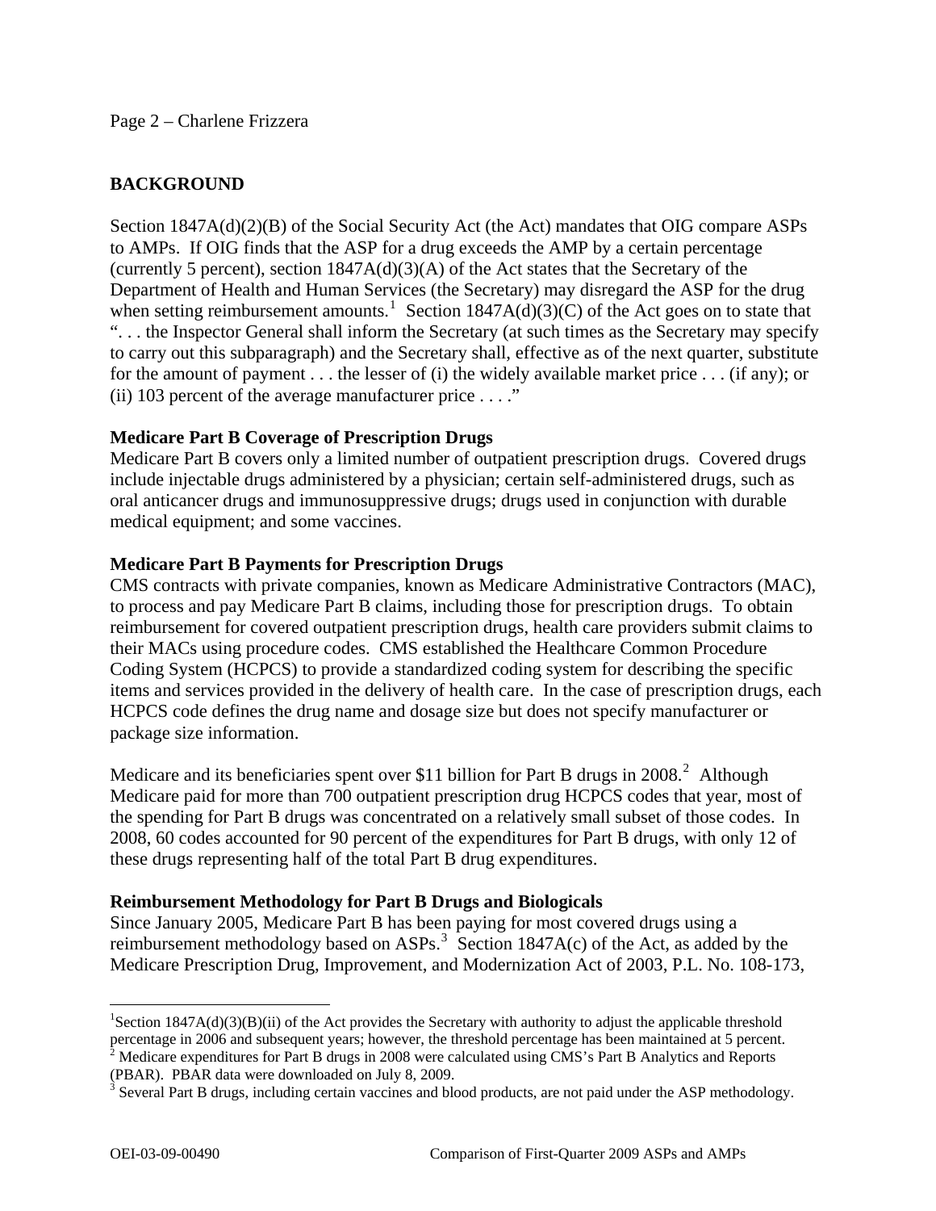## BACKGROUND

Section 1847A(d)(2)(B) of the Social Security Act (the Act) mandates that OIG compare ASPs to AMPs. If OIG finds that the ASP for a drug exceeds the AMP by a certain percentage (currently 5 percent), section 1847A(d)(3)(A) of the Act states that the Secretary of the Department of Health and Human Services (the Secretary) may disregard the ASP for the drug when setting reimbursement amounts.[1] Section 1847A(d)(3)(C) of the Act goes on to state that ". . . the Inspector General shall inform the Secretary (at such times as the Secretary may specify to carry out this subparagraph) and the Secretary shall, effective as of the next quarter, substitute for the amount of payment . . . the lesser of (i) the widely available market price . . . (if any); or (ii) 103 percent of the average manufacturer price . . . ."

**Medicare Part B Coverage of Prescription Drugs**

Medicare Part B covers only a limited number of outpatient prescription drugs. Covered drugs include injectable drugs administered by a physician; certain self-administered drugs, such as oral anticancer drugs and immunosuppressive drugs; drugs used in conjunction with durable medical equipment; and some vaccines.

**Medicare Part B Payments for Prescription Drugs**

CMS contracts with private companies, known as Medicare Administrative Contractors (MAC), to process and pay Medicare Part B claims, including those for prescription drugs. To obtain reimbursement for covered outpatient prescription drugs, health care providers submit claims to their MACs using procedure codes. CMS established the Healthcare Common Procedure Coding System (HCPCS) to provide a standardized coding system for describing the specific items and services provided in the delivery of health care. In the case of prescription drugs, each HCPCS code defines the drug name and dosage size but does not specify manufacturer or package size information.

Medicare and its beneficiaries spent over $11 billion for Part B drugs in 2008.[2] Although Medicare paid for more than 700 outpatient prescription drug HCPCS codes that year, most of the spending for Part B drugs was concentrated on a relatively small subset of those codes. In 2008, 60 codes accounted for 90 percent of the expenditures for Part B drugs, with only 12 of these drugs representing half of the total Part B drug expenditures.

**Reimbursement Methodology for Part B Drugs and Biologicals**

Since January 2005, Medicare Part B has been paying for most covered drugs using a reimbursement methodology based on ASPs.[3] Section 1847A(c) of the Act, as added by the Medicare Prescription Drug, Improvement, and Modernization Act of 2003, P.L. No. 108-173,

---

[1] Section 1847A(d)(3)(B)(ii) of the Act provides the Secretary with authority to adjust the applicable threshold percentage in 2006 and subsequent years; however, the threshold percentage has been maintained at 5 percent.

[2] Medicare expenditures for Part B drugs in 2008 were calculated using CMS's Part B Analytics and Reports (PBAR). PBAR data were downloaded on July 8, 2009.

[3] Several Part B drugs, including certain vaccines and blood products, are not paid under the ASP methodology.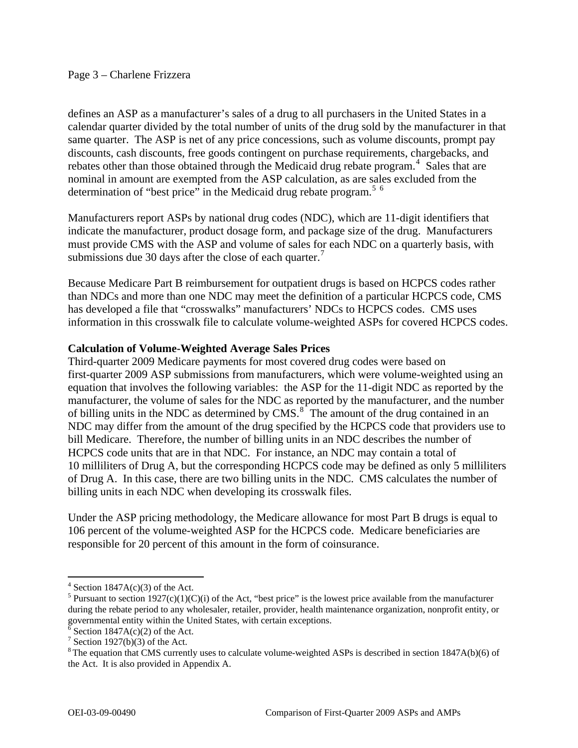defines an ASP as a manufacturer's sales of a drug to all purchasers in the United States in a calendar quarter divided by the total number of units of the drug sold by the manufacturer in that same quarter. The ASP is net of any price concessions, such as volume discounts, prompt pay discounts, cash discounts, free goods contingent on purchase requirements, chargebacks, and rebates other than those obtained through the Medicaid drug rebate program.[4] Sales that are nominal in amount are exempted from the ASP calculation, as are sales excluded from the determination of "best price" in the Medicaid drug rebate program.[5] [6]

Manufacturers report ASPs by national drug codes (NDC), which are 11-digit identifiers that indicate the manufacturer, product dosage form, and package size of the drug. Manufacturers must provide CMS with the ASP and volume of sales for each NDC on a quarterly basis, with submissions due 30 days after the close of each quarter.[7]

Because Medicare Part B reimbursement for outpatient drugs is based on HCPCS codes rather than NDCs and more than one NDC may meet the definition of a particular HCPCS code, CMS has developed a file that "crosswalks" manufacturers' NDCs to HCPCS codes. CMS uses information in this crosswalk file to calculate volume-weighted ASPs for covered HCPCS codes.

**Calculation of Volume-Weighted Average Sales Prices**

Third-quarter 2009 Medicare payments for most covered drug codes were based on first-quarter 2009 ASP submissions from manufacturers, which were volume-weighted using an equation that involves the following variables: the ASP for the 11-digit NDC as reported by the manufacturer, the volume of sales for the NDC as reported by the manufacturer, and the number of billing units in the NDC as determined by CMS.[8] The amount of the drug contained in an NDC may differ from the amount of the drug specified by the HCPCS code that providers use to bill Medicare. Therefore, the number of billing units in an NDC describes the number of HCPCS code units that are in that NDC. For instance, an NDC may contain a total of 10 milliliters of Drug A, but the corresponding HCPCS code may be defined as only 5 milliliters of Drug A. In this case, there are two billing units in the NDC. CMS calculates the number of billing units in each NDC when developing its crosswalk files.

Under the ASP pricing methodology, the Medicare allowance for most Part B drugs is equal to 106 percent of the volume-weighted ASP for the HCPCS code. Medicare beneficiaries are responsible for 20 percent of this amount in the form of coinsurance.

---

[4] Section 1847A(c)(3) of the Act.

[5] Pursuant to section 1927(c)(1)(C)(i) of the Act, "best price" is the lowest price available from the manufacturer during the rebate period to any wholesaler, retailer, provider, health maintenance organization, nonprofit entity, or governmental entity within the United States, with certain exceptions.

[6] Section 1847A(c)(2) of the Act.

[7] Section 1927(b)(3) of the Act.

[8] The equation that CMS currently uses to calculate volume-weighted ASPs is described in section 1847A(b)(6) of the Act. It is also provided in Appendix A.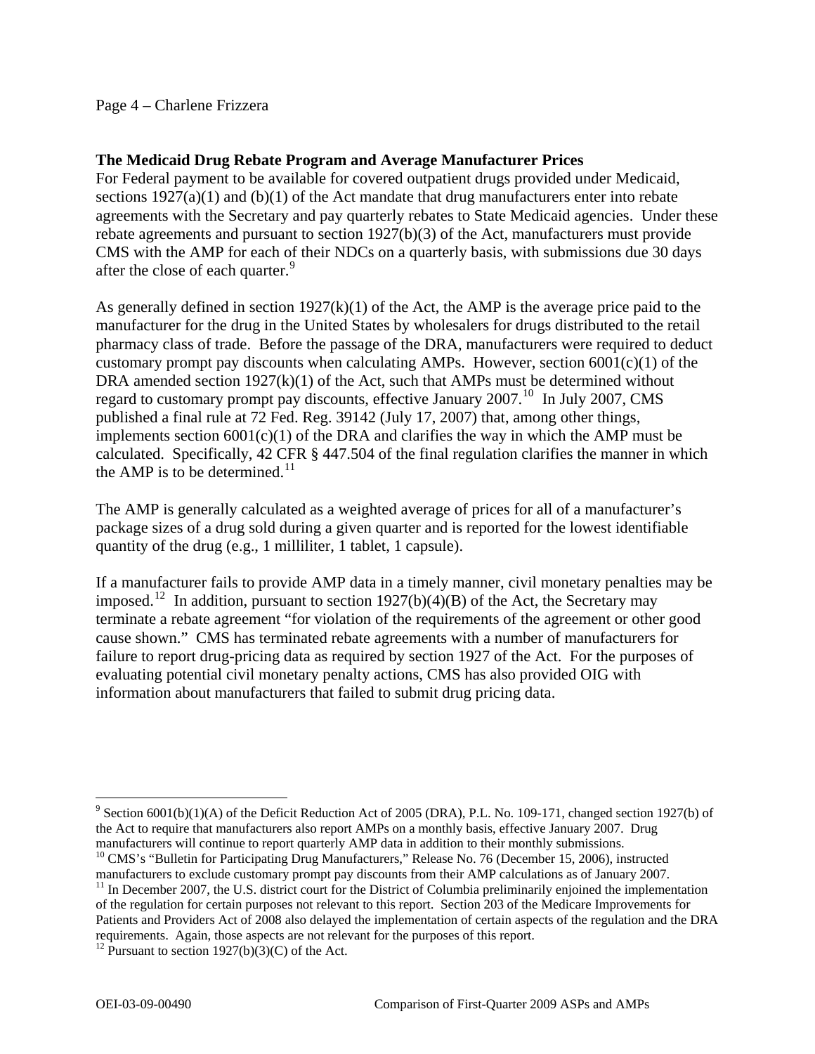### The Medicaid Drug Rebate Program and Average Manufacturer Prices

For Federal payment to be available for covered outpatient drugs provided under Medicaid, sections 1927(a)(1) and (b)(1) of the Act mandate that drug manufacturers enter into rebate agreements with the Secretary and pay quarterly rebates to State Medicaid agencies. Under these rebate agreements and pursuant to section 1927(b)(3) of the Act, manufacturers must provide CMS with the AMP for each of their NDCs on a quarterly basis, with submissions due 30 days after the close of each quarter.[9]

As generally defined in section 1927(k)(1) of the Act, the AMP is the average price paid to the manufacturer for the drug in the United States by wholesalers for drugs distributed to the retail pharmacy class of trade. Before the passage of the DRA, manufacturers were required to deduct customary prompt pay discounts when calculating AMPs. However, section 6001(c)(1) of the DRA amended section 1927(k)(1) of the Act, such that AMPs must be determined without regard to customary prompt pay discounts, effective January 2007.[10] In July 2007, CMS published a final rule at 72 Fed. Reg. 39142 (July 17, 2007) that, among other things, implements section 6001(c)(1) of the DRA and clarifies the way in which the AMP must be calculated. Specifically, 42 CFR § 447.504 of the final regulation clarifies the manner in which the AMP is to be determined.[11]

The AMP is generally calculated as a weighted average of prices for all of a manufacturer's package sizes of a drug sold during a given quarter and is reported for the lowest identifiable quantity of the drug (e.g., 1 milliliter, 1 tablet, 1 capsule).

If a manufacturer fails to provide AMP data in a timely manner, civil monetary penalties may be imposed.[12] In addition, pursuant to section 1927(b)(4)(B) of the Act, the Secretary may terminate a rebate agreement "for violation of the requirements of the agreement or other good cause shown." CMS has terminated rebate agreements with a number of manufacturers for failure to report drug-pricing data as required by section 1927 of the Act. For the purposes of evaluating potential civil monetary penalty actions, CMS has also provided OIG with information about manufacturers that failed to submit drug pricing data.

---

[9] Section 6001(b)(1)(A) of the Deficit Reduction Act of 2005 (DRA), P.L. No. 109-171, changed section 1927(b) of the Act to require that manufacturers also report AMPs on a monthly basis, effective January 2007. Drug manufacturers will continue to report quarterly AMP data in addition to their monthly submissions.

[10] CMS's "Bulletin for Participating Drug Manufacturers," Release No. 76 (December 15, 2006), instructed manufacturers to exclude customary prompt pay discounts from their AMP calculations as of January 2007.

[11] In December 2007, the U.S. district court for the District of Columbia preliminarily enjoined the implementation of the regulation for certain purposes not relevant to this report. Section 203 of the Medicare Improvements for Patients and Providers Act of 2008 also delayed the implementation of certain aspects of the regulation and the DRA requirements. Again, those aspects are not relevant for the purposes of this report.

[12] Pursuant to section 1927(b)(3)(C) of the Act.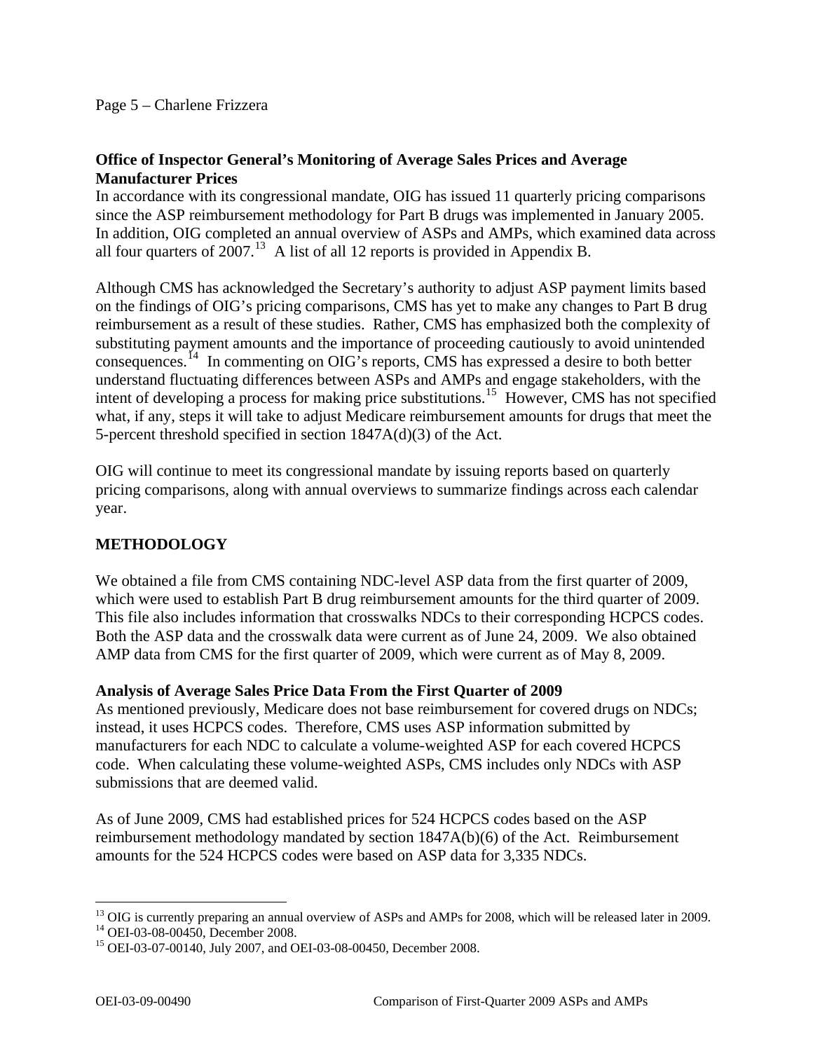**Office of Inspector General's Monitoring of Average Sales Prices and Average Manufacturer Prices**

In accordance with its congressional mandate, OIG has issued 11 quarterly pricing comparisons since the ASP reimbursement methodology for Part B drugs was implemented in January 2005. In addition, OIG completed an annual overview of ASPs and AMPs, which examined data across all four quarters of 2007.[13] A list of all 12 reports is provided in Appendix B.

Although CMS has acknowledged the Secretary's authority to adjust ASP payment limits based on the findings of OIG's pricing comparisons, CMS has yet to make any changes to Part B drug reimbursement as a result of these studies. Rather, CMS has emphasized both the complexity of substituting payment amounts and the importance of proceeding cautiously to avoid unintended consequences.[14] In commenting on OIG's reports, CMS has expressed a desire to both better understand fluctuating differences between ASPs and AMPs and engage stakeholders, with the intent of developing a process for making price substitutions.[15] However, CMS has not specified what, if any, steps it will take to adjust Medicare reimbursement amounts for drugs that meet the 5-percent threshold specified in section 1847A(d)(3) of the Act.

OIG will continue to meet its congressional mandate by issuing reports based on quarterly pricing comparisons, along with annual overviews to summarize findings across each calendar year.

## METHODOLOGY

We obtained a file from CMS containing NDC-level ASP data from the first quarter of 2009, which were used to establish Part B drug reimbursement amounts for the third quarter of 2009. This file also includes information that crosswalks NDCs to their corresponding HCPCS codes. Both the ASP data and the crosswalk data were current as of June 24, 2009. We also obtained AMP data from CMS for the first quarter of 2009, which were current as of May 8, 2009.

**Analysis of Average Sales Price Data From the First Quarter of 2009**

As mentioned previously, Medicare does not base reimbursement for covered drugs on NDCs; instead, it uses HCPCS codes. Therefore, CMS uses ASP information submitted by manufacturers for each NDC to calculate a volume-weighted ASP for each covered HCPCS code. When calculating these volume-weighted ASPs, CMS includes only NDCs with ASP submissions that are deemed valid.

As of June 2009, CMS had established prices for 524 HCPCS codes based on the ASP reimbursement methodology mandated by section 1847A(b)(6) of the Act. Reimbursement amounts for the 524 HCPCS codes were based on ASP data for 3,335 NDCs.

---

[13] OIG is currently preparing an annual overview of ASPs and AMPs for 2008, which will be released later in 2009.

[14] OEI-03-08-00450, December 2008.

[15] OEI-03-07-00140, July 2007, and OEI-03-08-00450, December 2008.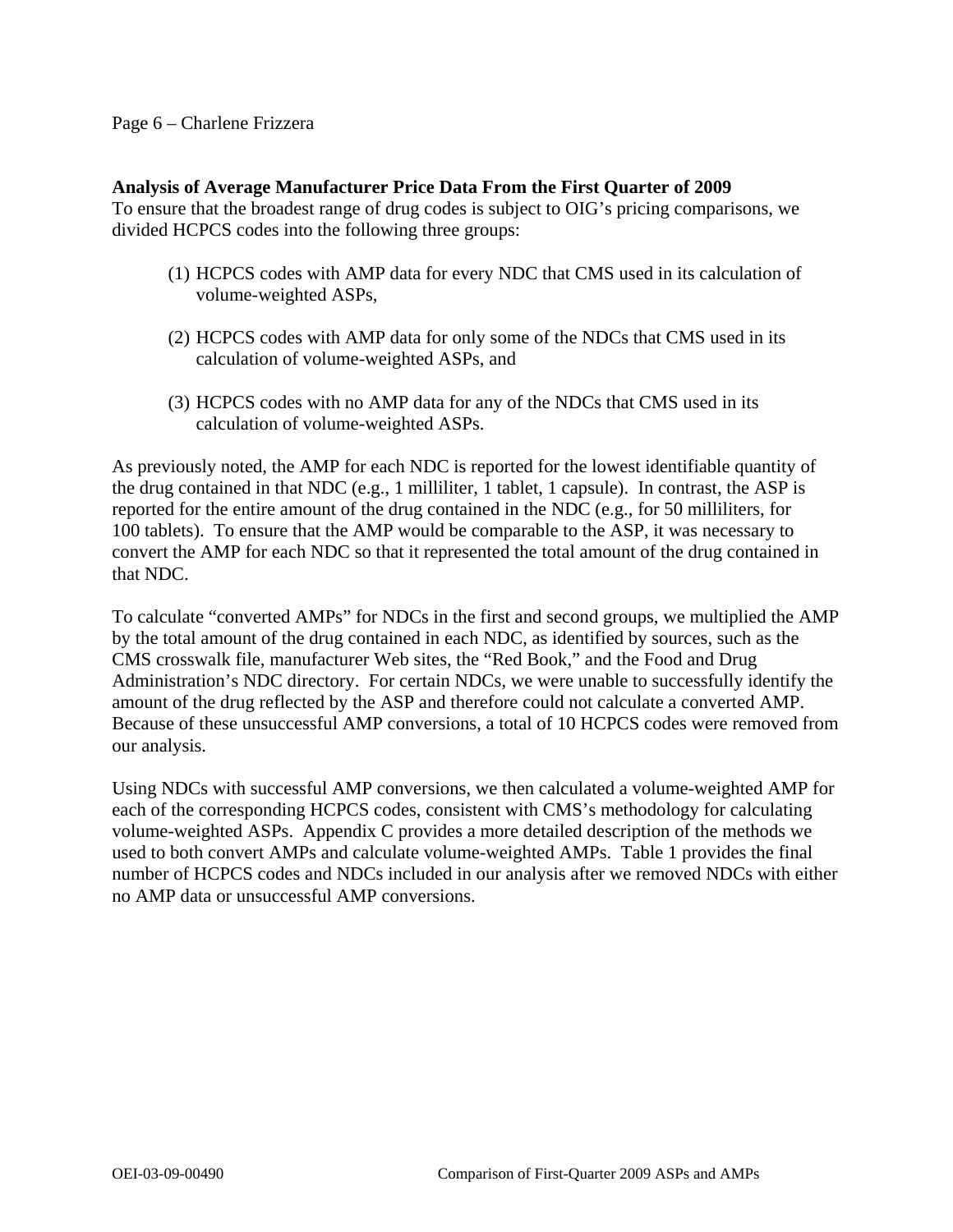**Analysis of Average Manufacturer Price Data From the First Quarter of 2009**

To ensure that the broadest range of drug codes is subject to OIG's pricing comparisons, we divided HCPCS codes into the following three groups:

(1) HCPCS codes with AMP data for every NDC that CMS used in its calculation of volume-weighted ASPs,

(2) HCPCS codes with AMP data for only some of the NDCs that CMS used in its calculation of volume-weighted ASPs, and

(3) HCPCS codes with no AMP data for any of the NDCs that CMS used in its calculation of volume-weighted ASPs.

As previously noted, the AMP for each NDC is reported for the lowest identifiable quantity of the drug contained in that NDC (e.g., 1 milliliter, 1 tablet, 1 capsule). In contrast, the ASP is reported for the entire amount of the drug contained in the NDC (e.g., for 50 milliliters, for 100 tablets). To ensure that the AMP would be comparable to the ASP, it was necessary to convert the AMP for each NDC so that it represented the total amount of the drug contained in that NDC.

To calculate "converted AMPs" for NDCs in the first and second groups, we multiplied the AMP by the total amount of the drug contained in each NDC, as identified by sources, such as the CMS crosswalk file, manufacturer Web sites, the "Red Book," and the Food and Drug Administration's NDC directory. For certain NDCs, we were unable to successfully identify the amount of the drug reflected by the ASP and therefore could not calculate a converted AMP. Because of these unsuccessful AMP conversions, a total of 10 HCPCS codes were removed from our analysis.

Using NDCs with successful AMP conversions, we then calculated a volume-weighted AMP for each of the corresponding HCPCS codes, consistent with CMS's methodology for calculating volume-weighted ASPs. Appendix C provides a more detailed description of the methods we used to both convert AMPs and calculate volume-weighted AMPs. Table 1 provides the final number of HCPCS codes and NDCs included in our analysis after we removed NDCs with either no AMP data or unsuccessful AMP conversions.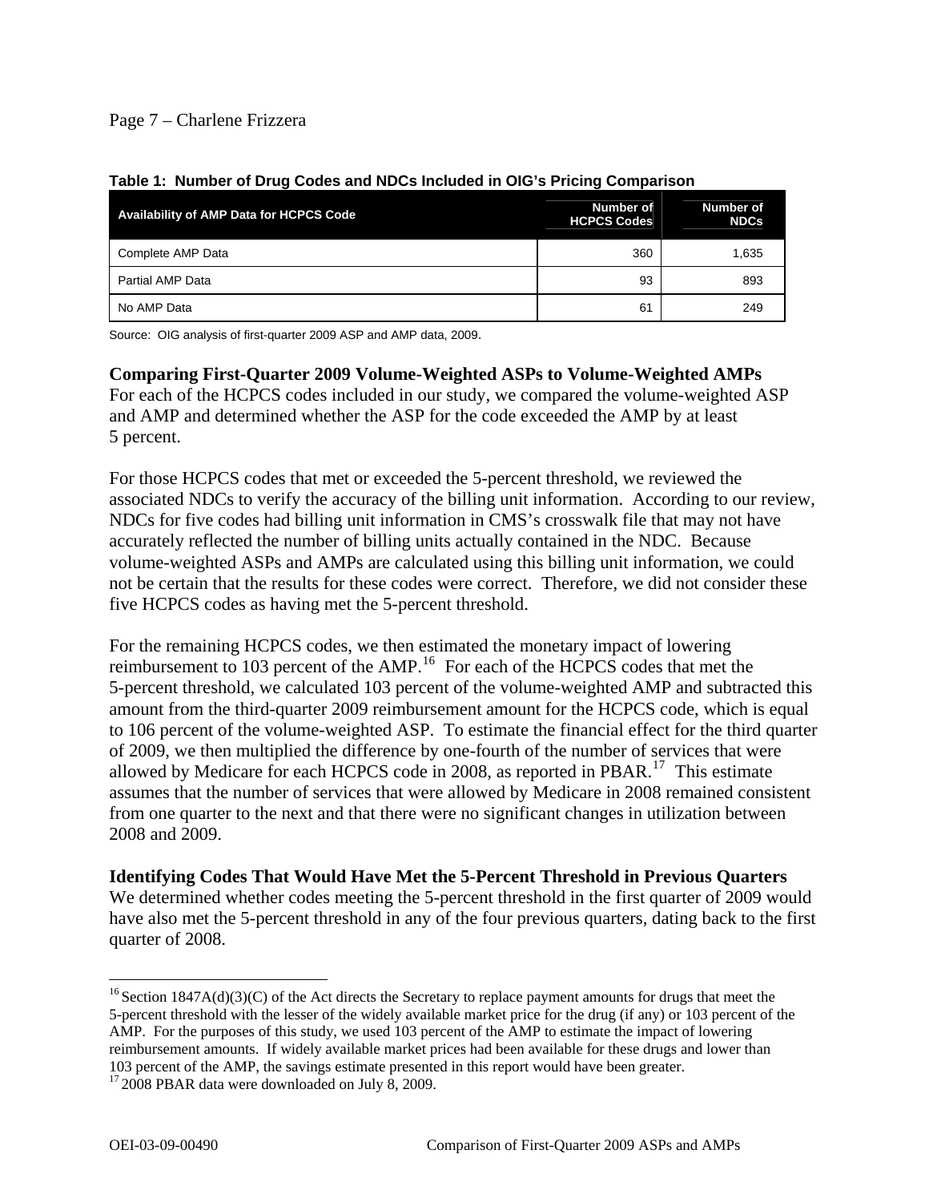**Table 1: Number of Drug Codes and NDCs Included in OIG's Pricing Comparison**

| Availability of AMP Data for HCPCS Code | Number of HCPCS Codes | Number of NDCs |
|---|---|---|
| Complete AMP Data | 360 | 1,635 |
| Partial AMP Data | 93 | 893 |
| No AMP Data | 61 | 249 |

Source: OIG analysis of first-quarter 2009 ASP and AMP data, 2009.

**Comparing First-Quarter 2009 Volume-Weighted ASPs to Volume-Weighted AMPs**

For each of the HCPCS codes included in our study, we compared the volume-weighted ASP and AMP and determined whether the ASP for the code exceeded the AMP by at least 5 percent.

For those HCPCS codes that met or exceeded the 5-percent threshold, we reviewed the associated NDCs to verify the accuracy of the billing unit information. According to our review, NDCs for five codes had billing unit information in CMS's crosswalk file that may not have accurately reflected the number of billing units actually contained in the NDC. Because volume-weighted ASPs and AMPs are calculated using this billing unit information, we could not be certain that the results for these codes were correct. Therefore, we did not consider these five HCPCS codes as having met the 5-percent threshold.

For the remaining HCPCS codes, we then estimated the monetary impact of lowering reimbursement to 103 percent of the AMP.[16] For each of the HCPCS codes that met the 5-percent threshold, we calculated 103 percent of the volume-weighted AMP and subtracted this amount from the third-quarter 2009 reimbursement amount for the HCPCS code, which is equal to 106 percent of the volume-weighted ASP. To estimate the financial effect for the third quarter of 2009, we then multiplied the difference by one-fourth of the number of services that were allowed by Medicare for each HCPCS code in 2008, as reported in PBAR.[17] This estimate assumes that the number of services that were allowed by Medicare in 2008 remained consistent from one quarter to the next and that there were no significant changes in utilization between 2008 and 2009.

**Identifying Codes That Would Have Met the 5-Percent Threshold in Previous Quarters**

We determined whether codes meeting the 5-percent threshold in the first quarter of 2009 would have also met the 5-percent threshold in any of the four previous quarters, dating back to the first quarter of 2008.

---

[16] Section 1847A(d)(3)(C) of the Act directs the Secretary to replace payment amounts for drugs that meet the 5-percent threshold with the lesser of the widely available market price for the drug (if any) or 103 percent of the AMP. For the purposes of this study, we used 103 percent of the AMP to estimate the impact of lowering reimbursement amounts. If widely available market prices had been available for these drugs and lower than 103 percent of the AMP, the savings estimate presented in this report would have been greater.

[17] 2008 PBAR data were downloaded on July 8, 2009.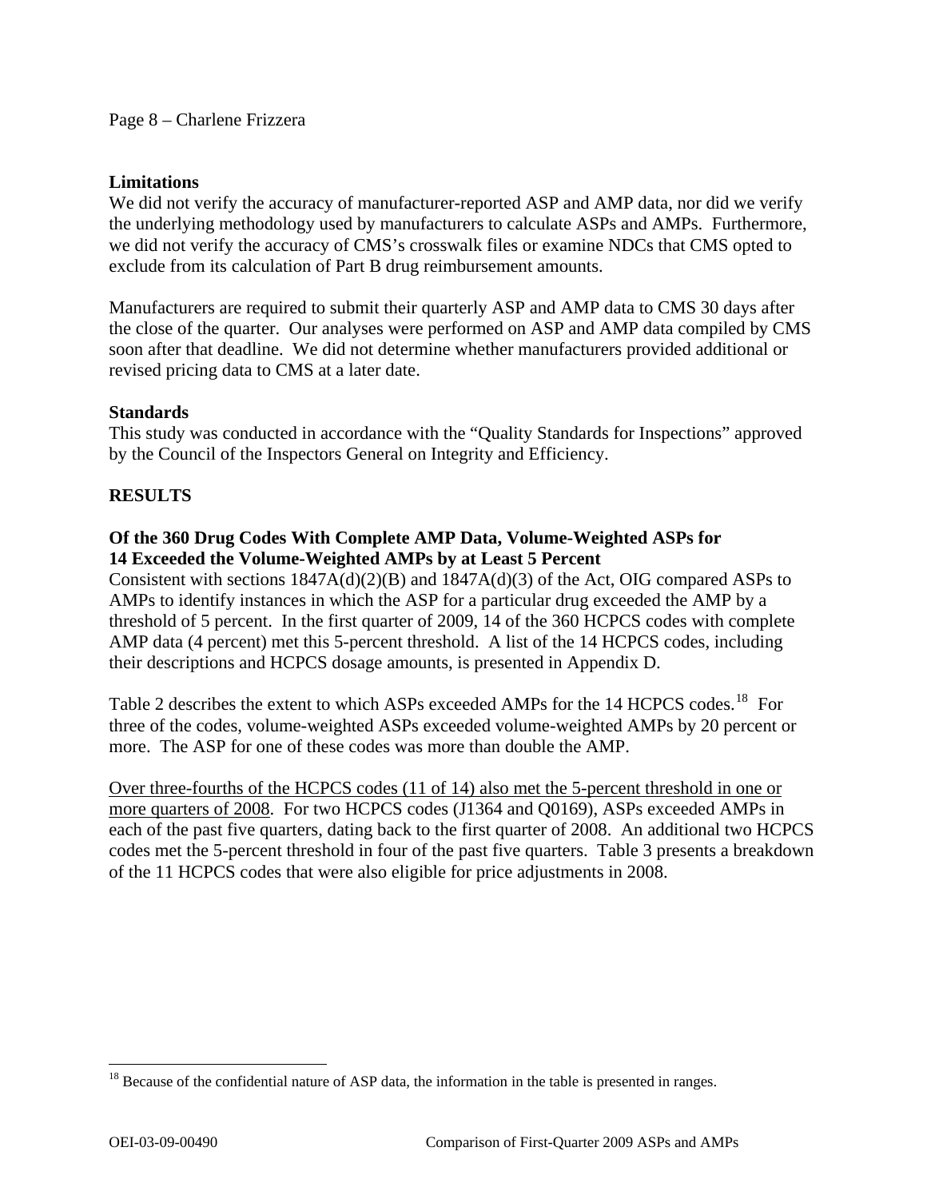### Limitations

We did not verify the accuracy of manufacturer-reported ASP and AMP data, nor did we verify the underlying methodology used by manufacturers to calculate ASPs and AMPs. Furthermore, we did not verify the accuracy of CMS's crosswalk files or examine NDCs that CMS opted to exclude from its calculation of Part B drug reimbursement amounts.

Manufacturers are required to submit their quarterly ASP and AMP data to CMS 30 days after the close of the quarter. Our analyses were performed on ASP and AMP data compiled by CMS soon after that deadline. We did not determine whether manufacturers provided additional or revised pricing data to CMS at a later date.

### Standards

This study was conducted in accordance with the "Quality Standards for Inspections" approved by the Council of the Inspectors General on Integrity and Efficiency.

## RESULTS

### Of the 360 Drug Codes With Complete AMP Data, Volume-Weighted ASPs for 14 Exceeded the Volume-Weighted AMPs by at Least 5 Percent

Consistent with sections 1847A(d)(2)(B) and 1847A(d)(3) of the Act, OIG compared ASPs to AMPs to identify instances in which the ASP for a particular drug exceeded the AMP by a threshold of 5 percent. In the first quarter of 2009, 14 of the 360 HCPCS codes with complete AMP data (4 percent) met this 5-percent threshold. A list of the 14 HCPCS codes, including their descriptions and HCPCS dosage amounts, is presented in Appendix D.

Table 2 describes the extent to which ASPs exceeded AMPs for the 14 HCPCS codes.[18] For three of the codes, volume-weighted ASPs exceeded volume-weighted AMPs by 20 percent or more. The ASP for one of these codes was more than double the AMP.

Over three-fourths of the HCPCS codes (11 of 14) also met the 5-percent threshold in one or more quarters of 2008. For two HCPCS codes (J1364 and Q0169), ASPs exceeded AMPs in each of the past five quarters, dating back to the first quarter of 2008. An additional two HCPCS codes met the 5-percent threshold in four of the past five quarters. Table 3 presents a breakdown of the 11 HCPCS codes that were also eligible for price adjustments in 2008.

[18] Because of the confidential nature of ASP data, the information in the table is presented in ranges.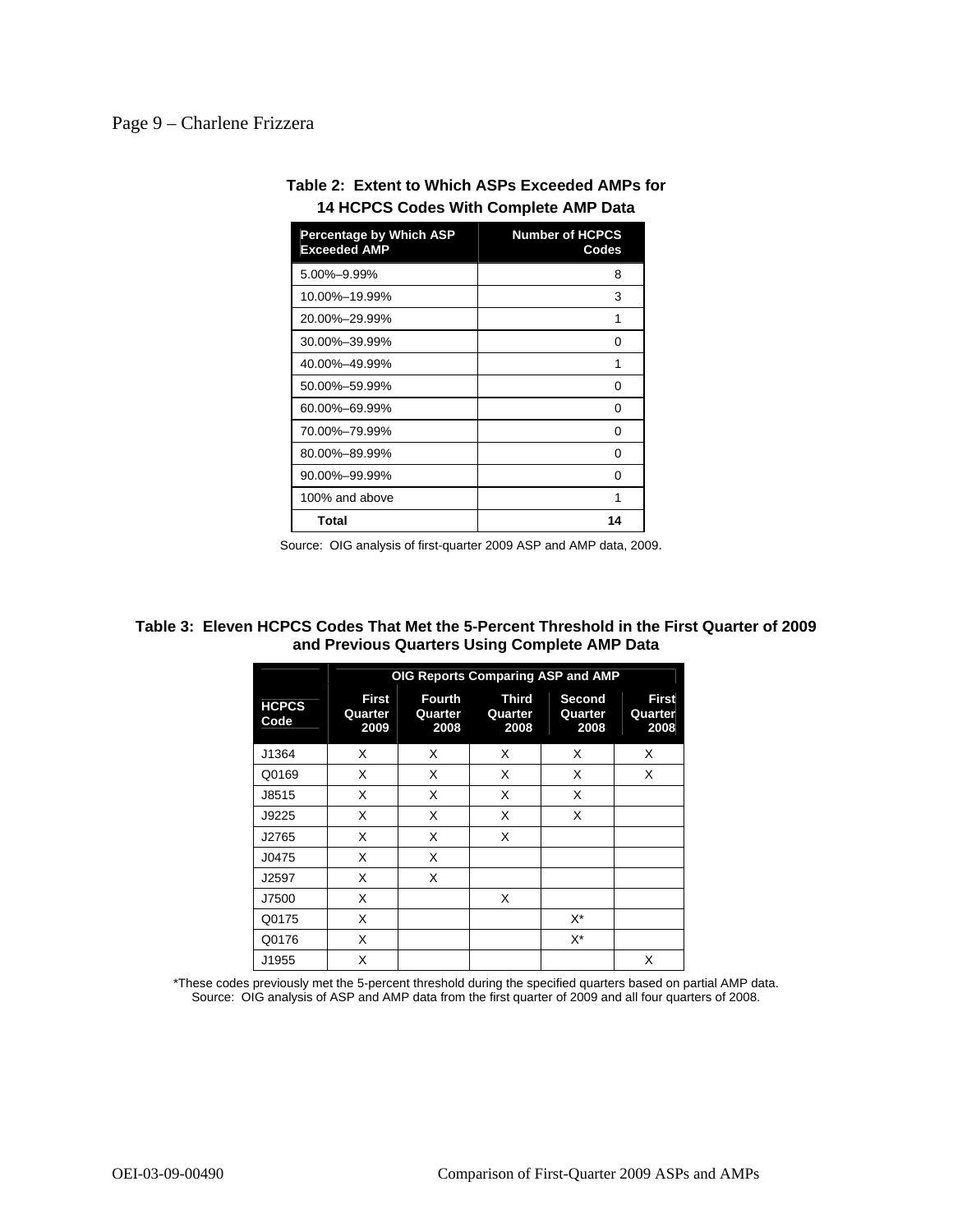**Table 2: Extent to Which ASPs Exceeded AMPs for 14 HCPCS Codes With Complete AMP Data**

| Percentage by Which ASP Exceeded AMP | Number of HCPCS Codes |
|---|---|
| 5.00%–9.99% | 8 |
| 10.00%–19.99% | 3 |
| 20.00%–29.99% | 1 |
| 30.00%–39.99% | 0 |
| 40.00%–49.99% | 1 |
| 50.00%–59.99% | 0 |
| 60.00%–69.99% | 0 |
| 70.00%–79.99% | 0 |
| 80.00%–89.99% | 0 |
| 90.00%–99.99% | 0 |
| 100% and above | 1 |
| **Total** | **14** |

Source: OIG analysis of first-quarter 2009 ASP and AMP data, 2009.

**Table 3: Eleven HCPCS Codes That Met the 5-Percent Threshold in the First Quarter of 2009 and Previous Quarters Using Complete AMP Data**

| | OIG Reports Comparing ASP and AMP | | | | |
|---|---|---|---|---|---|
| HCPCS Code | First Quarter 2009 | Fourth Quarter 2008 | Third Quarter 2008 | Second Quarter 2008 | First Quarter 2008 |
| J1364 | X | X | X | X | X |
| Q0169 | X | X | X | X | X |
| J8515 | X | X | X | X | |
| J9225 | X | X | X | X | |
| J2765 | X | X | X | | |
| J0475 | X | X | | | |
| J2597 | X | X | | | |
| J7500 | X | | X | | |
| Q0175 | X | | | X* | |
| Q0176 | X | | | X* | |
| J1955 | X | | | | X |

*These codes previously met the 5-percent threshold during the specified quarters based on partial AMP data.
Source: OIG analysis of ASP and AMP data from the first quarter of 2009 and all four quarters of 2008.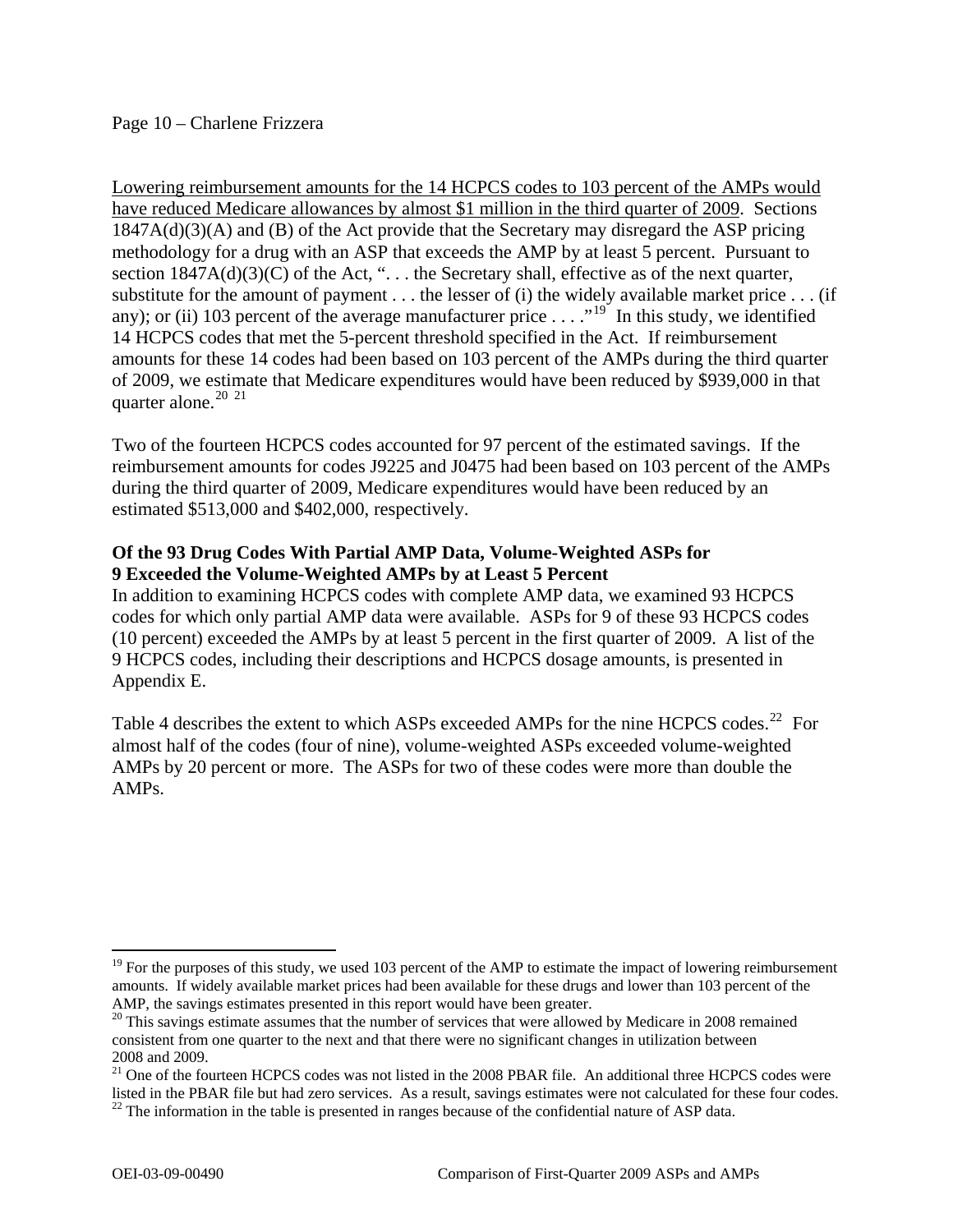Lowering reimbursement amounts for the 14 HCPCS codes to 103 percent of the AMPs would have reduced Medicare allowances by almost $1 million in the third quarter of 2009. Sections 1847A(d)(3)(A) and (B) of the Act provide that the Secretary may disregard the ASP pricing methodology for a drug with an ASP that exceeds the AMP by at least 5 percent. Pursuant to section 1847A(d)(3)(C) of the Act, ". . . the Secretary shall, effective as of the next quarter, substitute for the amount of payment . . . the lesser of (i) the widely available market price . . . (if any); or (ii) 103 percent of the average manufacturer price . . . ."[19] In this study, we identified 14 HCPCS codes that met the 5-percent threshold specified in the Act. If reimbursement amounts for these 14 codes had been based on 103 percent of the AMPs during the third quarter of 2009, we estimate that Medicare expenditures would have been reduced by $939,000 in that quarter alone.[20] [21]

Two of the fourteen HCPCS codes accounted for 97 percent of the estimated savings. If the reimbursement amounts for codes J9225 and J0475 had been based on 103 percent of the AMPs during the third quarter of 2009, Medicare expenditures would have been reduced by an estimated $513,000 and $402,000, respectively.

**Of the 93 Drug Codes With Partial AMP Data, Volume-Weighted ASPs for 9 Exceeded the Volume-Weighted AMPs by at Least 5 Percent**

In addition to examining HCPCS codes with complete AMP data, we examined 93 HCPCS codes for which only partial AMP data were available. ASPs for 9 of these 93 HCPCS codes (10 percent) exceeded the AMPs by at least 5 percent in the first quarter of 2009. A list of the 9 HCPCS codes, including their descriptions and HCPCS dosage amounts, is presented in Appendix E.

Table 4 describes the extent to which ASPs exceeded AMPs for the nine HCPCS codes.[22] For almost half of the codes (four of nine), volume-weighted ASPs exceeded volume-weighted AMPs by 20 percent or more. The ASPs for two of these codes were more than double the AMPs.

---

[19] For the purposes of this study, we used 103 percent of the AMP to estimate the impact of lowering reimbursement amounts. If widely available market prices had been available for these drugs and lower than 103 percent of the AMP, the savings estimates presented in this report would have been greater.

[20] This savings estimate assumes that the number of services that were allowed by Medicare in 2008 remained consistent from one quarter to the next and that there were no significant changes in utilization between 2008 and 2009.

[21] One of the fourteen HCPCS codes was not listed in the 2008 PBAR file. An additional three HCPCS codes were listed in the PBAR file but had zero services. As a result, savings estimates were not calculated for these four codes.

[22] The information in the table is presented in ranges because of the confidential nature of ASP data.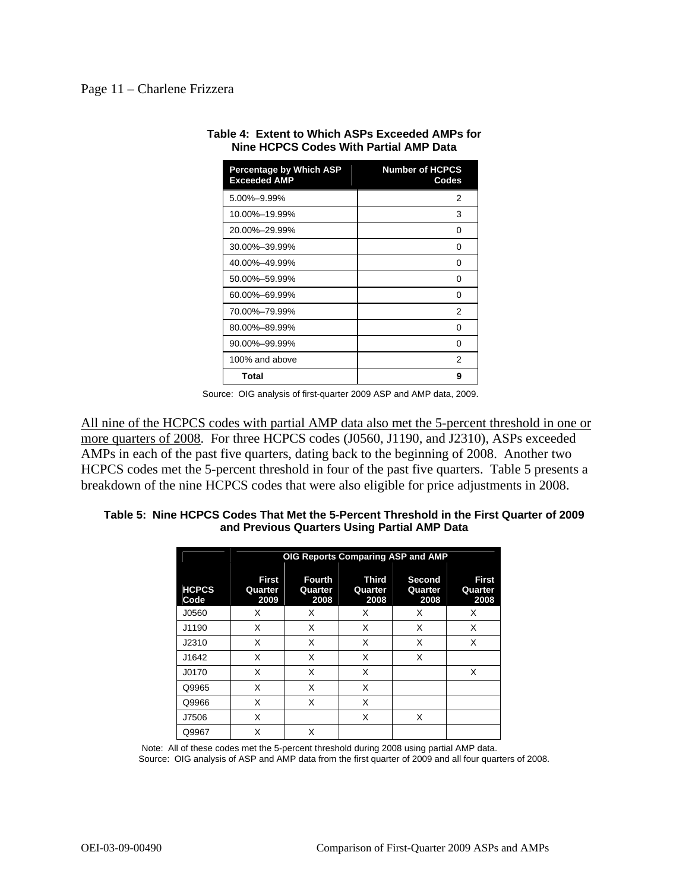**Table 4: Extent to Which ASPs Exceeded AMPs for Nine HCPCS Codes With Partial AMP Data**

| Percentage by Which ASP Exceeded AMP | Number of HCPCS Codes |
|---|---|
| 5.00%–9.99% | 2 |
| 10.00%–19.99% | 3 |
| 20.00%–29.99% | 0 |
| 30.00%–39.99% | 0 |
| 40.00%–49.99% | 0 |
| 50.00%–59.99% | 0 |
| 60.00%–69.99% | 0 |
| 70.00%–79.99% | 2 |
| 80.00%–89.99% | 0 |
| 90.00%–99.99% | 0 |
| 100% and above | 2 |
| **Total** | **9** |

Source: OIG analysis of first-quarter 2009 ASP and AMP data, 2009.

<u>All nine of the HCPCS codes with partial AMP data also met the 5-percent threshold in one or more quarters of 2008</u>. For three HCPCS codes (J0560, J1190, and J2310), ASPs exceeded AMPs in each of the past five quarters, dating back to the beginning of 2008. Another two HCPCS codes met the 5-percent threshold in four of the past five quarters. Table 5 presents a breakdown of the nine HCPCS codes that were also eligible for price adjustments in 2008.

**Table 5: Nine HCPCS Codes That Met the 5-Percent Threshold in the First Quarter of 2009 and Previous Quarters Using Partial AMP Data**

| | OIG Reports Comparing ASP and AMP | | | | |
|---|---|---|---|---|---|
| HCPCS Code | First Quarter 2009 | Fourth Quarter 2008 | Third Quarter 2008 | Second Quarter 2008 | First Quarter 2008 |
| J0560 | X | X | X | X | X |
| J1190 | X | X | X | X | X |
| J2310 | X | X | X | X | X |
| J1642 | X | X | X | X | |
| J0170 | X | X | X | | X |
| Q9965 | X | X | X | | |
| Q9966 | X | X | X | | |
| J7506 | X | | X | X | |
| Q9967 | X | X | | | |

Note: All of these codes met the 5-percent threshold during 2008 using partial AMP data.
Source: OIG analysis of ASP and AMP data from the first quarter of 2009 and all four quarters of 2008.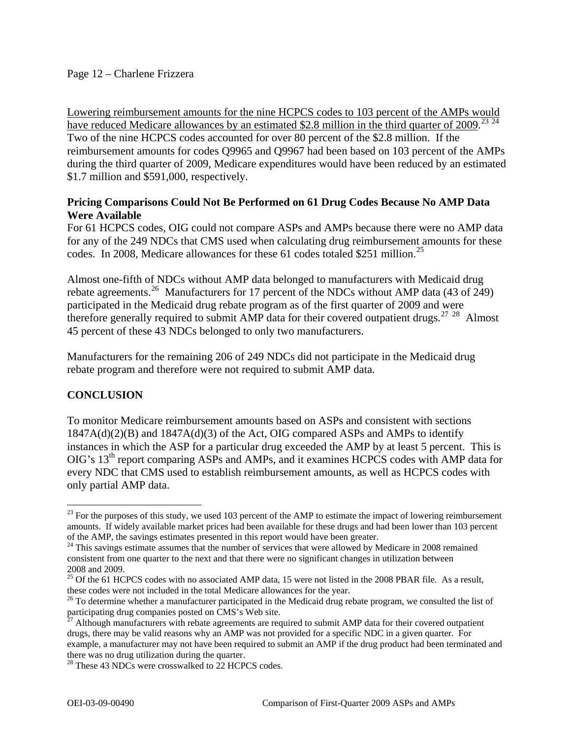Lowering reimbursement amounts for the nine HCPCS codes to 103 percent of the AMPs would have reduced Medicare allowances by an estimated $2.8 million in the third quarter of 2009.[23] [24] Two of the nine HCPCS codes accounted for over 80 percent of the $2.8 million. If the reimbursement amounts for codes Q9965 and Q9967 had been based on 103 percent of the AMPs during the third quarter of 2009, Medicare expenditures would have been reduced by an estimated $1.7 million and $591,000, respectively.

**Pricing Comparisons Could Not Be Performed on 61 Drug Codes Because No AMP Data Were Available**

For 61 HCPCS codes, OIG could not compare ASPs and AMPs because there were no AMP data for any of the 249 NDCs that CMS used when calculating drug reimbursement amounts for these codes. In 2008, Medicare allowances for these 61 codes totaled $251 million.[25]

Almost one-fifth of NDCs without AMP data belonged to manufacturers with Medicaid drug rebate agreements.[26] Manufacturers for 17 percent of the NDCs without AMP data (43 of 249) participated in the Medicaid drug rebate program as of the first quarter of 2009 and were therefore generally required to submit AMP data for their covered outpatient drugs.[27] [28] Almost 45 percent of these 43 NDCs belonged to only two manufacturers.

Manufacturers for the remaining 206 of 249 NDCs did not participate in the Medicaid drug rebate program and therefore were not required to submit AMP data.

## CONCLUSION

To monitor Medicare reimbursement amounts based on ASPs and consistent with sections 1847A(d)(2)(B) and 1847A(d)(3) of the Act, OIG compared ASPs and AMPs to identify instances in which the ASP for a particular drug exceeded the AMP by at least 5 percent. This is OIG's 13th report comparing ASPs and AMPs, and it examines HCPCS codes with AMP data for every NDC that CMS used to establish reimbursement amounts, as well as HCPCS codes with only partial AMP data.

---

[23] For the purposes of this study, we used 103 percent of the AMP to estimate the impact of lowering reimbursement amounts. If widely available market prices had been available for these drugs and had been lower than 103 percent of the AMP, the savings estimates presented in this report would have been greater.

[24] This savings estimate assumes that the number of services that were allowed by Medicare in 2008 remained consistent from one quarter to the next and that there were no significant changes in utilization between 2008 and 2009.

[25] Of the 61 HCPCS codes with no associated AMP data, 15 were not listed in the 2008 PBAR file. As a result, these codes were not included in the total Medicare allowances for the year.

[26] To determine whether a manufacturer participated in the Medicaid drug rebate program, we consulted the list of participating drug companies posted on CMS's Web site.

[27] Although manufacturers with rebate agreements are required to submit AMP data for their covered outpatient drugs, there may be valid reasons why an AMP was not provided for a specific NDC in a given quarter. For example, a manufacturer may not have been required to submit an AMP if the drug product had been terminated and there was no drug utilization during the quarter.

[28] These 43 NDCs were crosswalked to 22 HCPCS codes.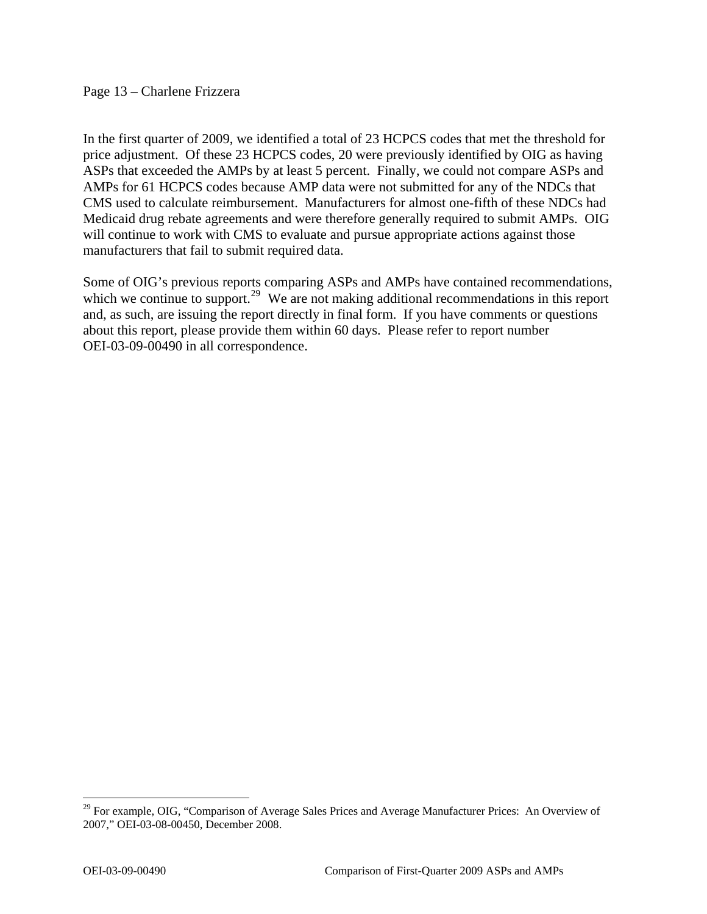In the first quarter of 2009, we identified a total of 23 HCPCS codes that met the threshold for price adjustment. Of these 23 HCPCS codes, 20 were previously identified by OIG as having ASPs that exceeded the AMPs by at least 5 percent. Finally, we could not compare ASPs and AMPs for 61 HCPCS codes because AMP data were not submitted for any of the NDCs that CMS used to calculate reimbursement. Manufacturers for almost one-fifth of these NDCs had Medicaid drug rebate agreements and were therefore generally required to submit AMPs. OIG will continue to work with CMS to evaluate and pursue appropriate actions against those manufacturers that fail to submit required data.

Some of OIG's previous reports comparing ASPs and AMPs have contained recommendations, which we continue to support.[29] We are not making additional recommendations in this report and, as such, are issuing the report directly in final form. If you have comments or questions about this report, please provide them within 60 days. Please refer to report number OEI-03-09-00490 in all correspondence.

---

[29] For example, OIG, "Comparison of Average Sales Prices and Average Manufacturer Prices: An Overview of 2007," OEI-03-08-00450, December 2008.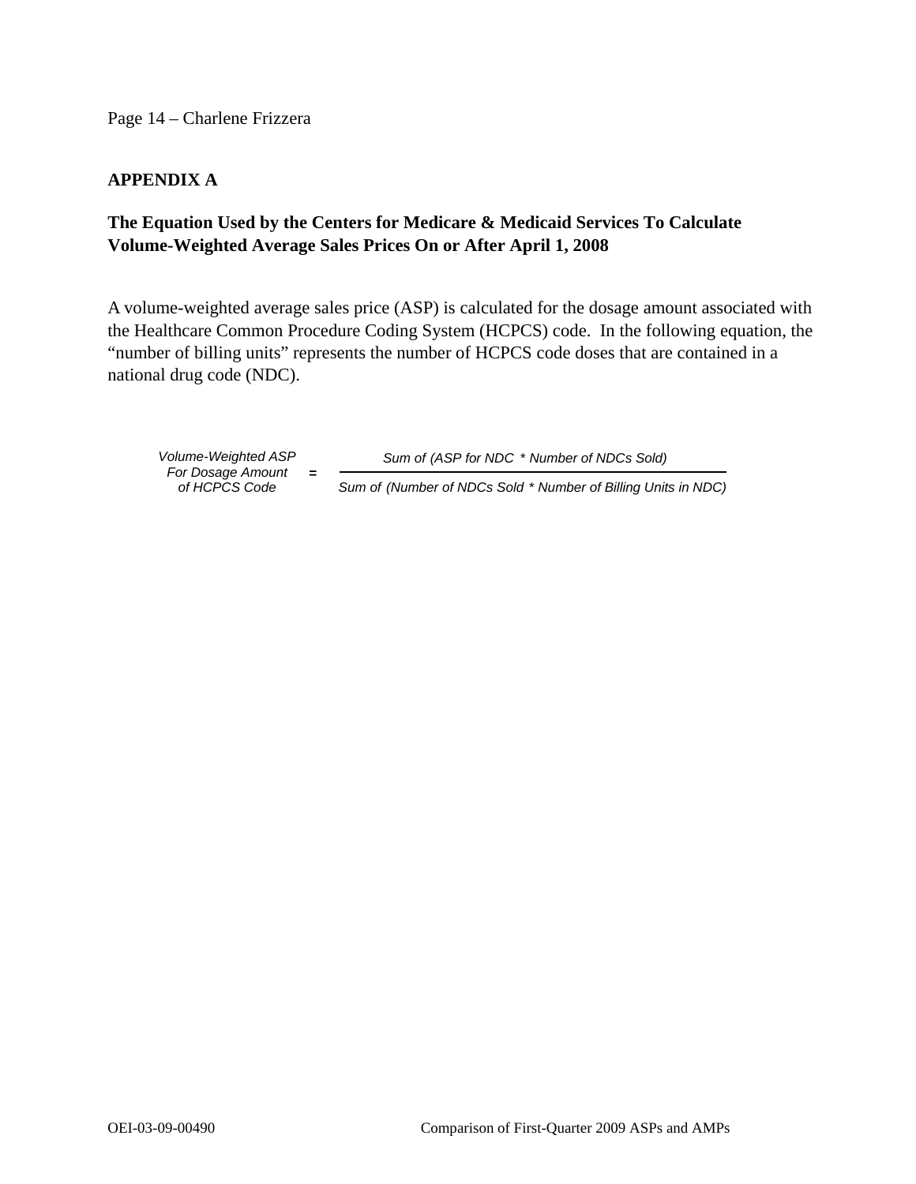## APPENDIX A

### The Equation Used by the Centers for Medicare & Medicaid Services To Calculate Volume-Weighted Average Sales Prices On or After April 1, 2008

A volume-weighted average sales price (ASP) is calculated for the dosage amount associated with the Healthcare Common Procedure Coding System (HCPCS) code. In the following equation, the "number of billing units" represents the number of HCPCS code doses that are contained in a national drug code (NDC).

$$\text{Volume-Weighted ASP For Dosage Amount of HCPCS Code} = \frac{\text{Sum of (ASP for NDC * Number of NDCs Sold)}}{\text{Sum of (Number of NDCs Sold * Number of Billing Units in NDC)}}$$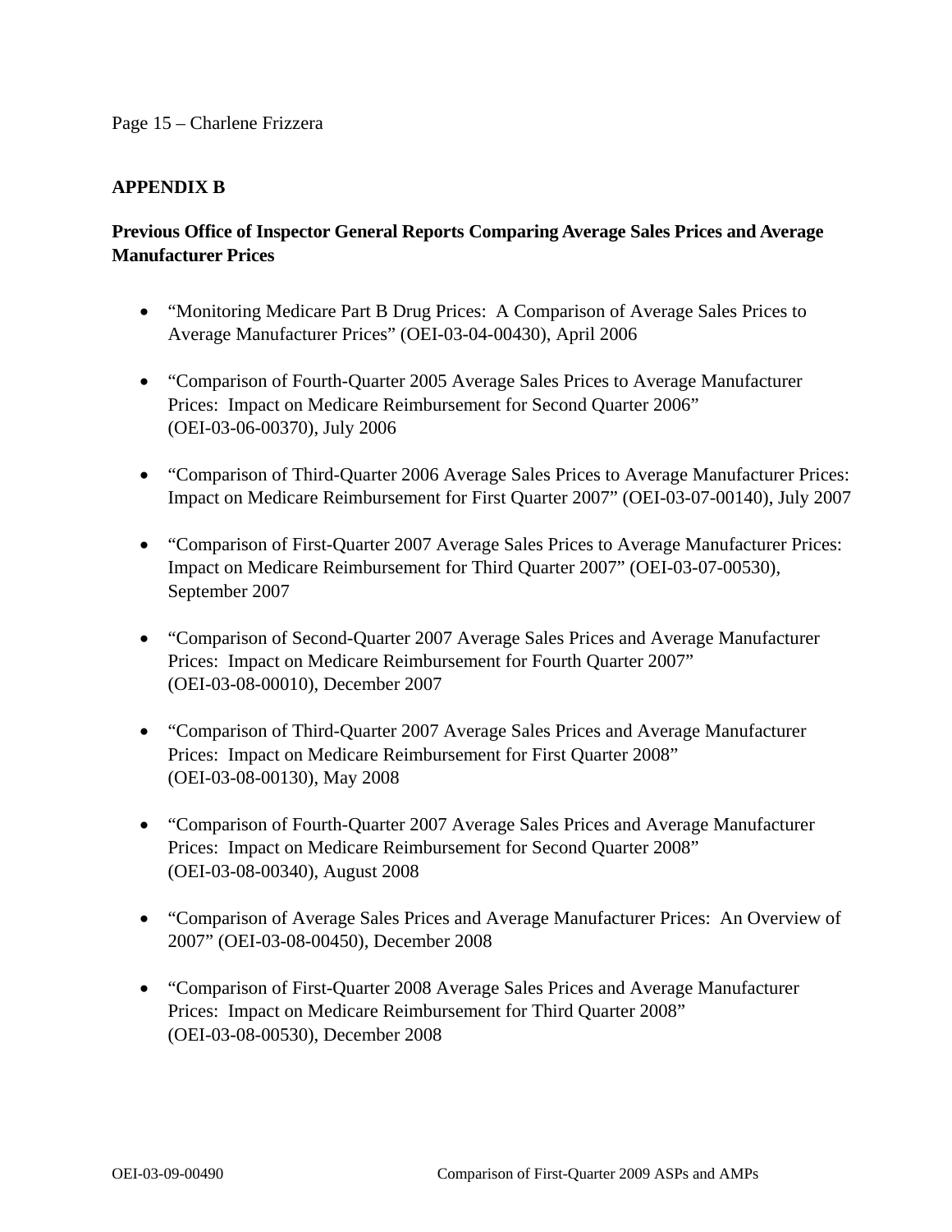## APPENDIX B

### Previous Office of Inspector General Reports Comparing Average Sales Prices and Average Manufacturer Prices

- "Monitoring Medicare Part B Drug Prices: A Comparison of Average Sales Prices to Average Manufacturer Prices" (OEI-03-04-00430), April 2006
- "Comparison of Fourth-Quarter 2005 Average Sales Prices to Average Manufacturer Prices: Impact on Medicare Reimbursement for Second Quarter 2006" (OEI-03-06-00370), July 2006
- "Comparison of Third-Quarter 2006 Average Sales Prices to Average Manufacturer Prices: Impact on Medicare Reimbursement for First Quarter 2007" (OEI-03-07-00140), July 2007
- "Comparison of First-Quarter 2007 Average Sales Prices to Average Manufacturer Prices: Impact on Medicare Reimbursement for Third Quarter 2007" (OEI-03-07-00530), September 2007
- "Comparison of Second-Quarter 2007 Average Sales Prices and Average Manufacturer Prices: Impact on Medicare Reimbursement for Fourth Quarter 2007" (OEI-03-08-00010), December 2007
- "Comparison of Third-Quarter 2007 Average Sales Prices and Average Manufacturer Prices: Impact on Medicare Reimbursement for First Quarter 2008" (OEI-03-08-00130), May 2008
- "Comparison of Fourth-Quarter 2007 Average Sales Prices and Average Manufacturer Prices: Impact on Medicare Reimbursement for Second Quarter 2008" (OEI-03-08-00340), August 2008
- "Comparison of Average Sales Prices and Average Manufacturer Prices: An Overview of 2007" (OEI-03-08-00450), December 2008
- "Comparison of First-Quarter 2008 Average Sales Prices and Average Manufacturer Prices: Impact on Medicare Reimbursement for Third Quarter 2008" (OEI-03-08-00530), December 2008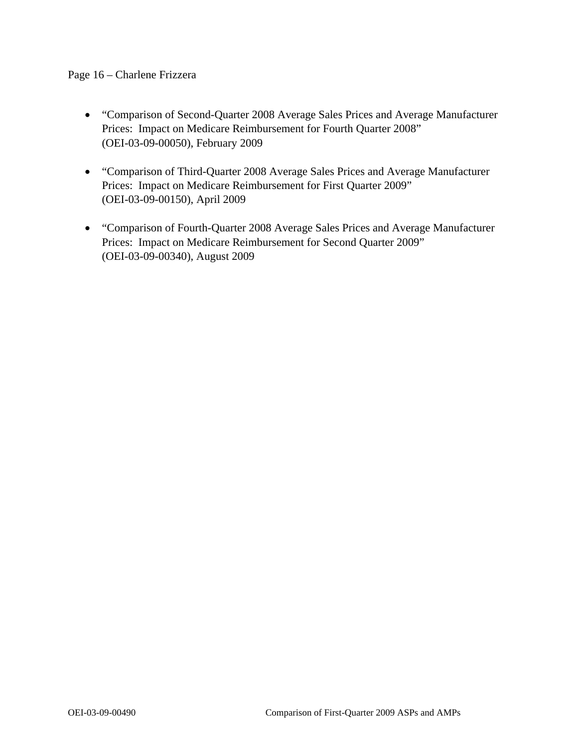- "Comparison of Second-Quarter 2008 Average Sales Prices and Average Manufacturer Prices: Impact on Medicare Reimbursement for Fourth Quarter 2008" (OEI-03-09-00050), February 2009

- "Comparison of Third-Quarter 2008 Average Sales Prices and Average Manufacturer Prices: Impact on Medicare Reimbursement for First Quarter 2009" (OEI-03-09-00150), April 2009

- "Comparison of Fourth-Quarter 2008 Average Sales Prices and Average Manufacturer Prices: Impact on Medicare Reimbursement for Second Quarter 2009" (OEI-03-09-00340), August 2009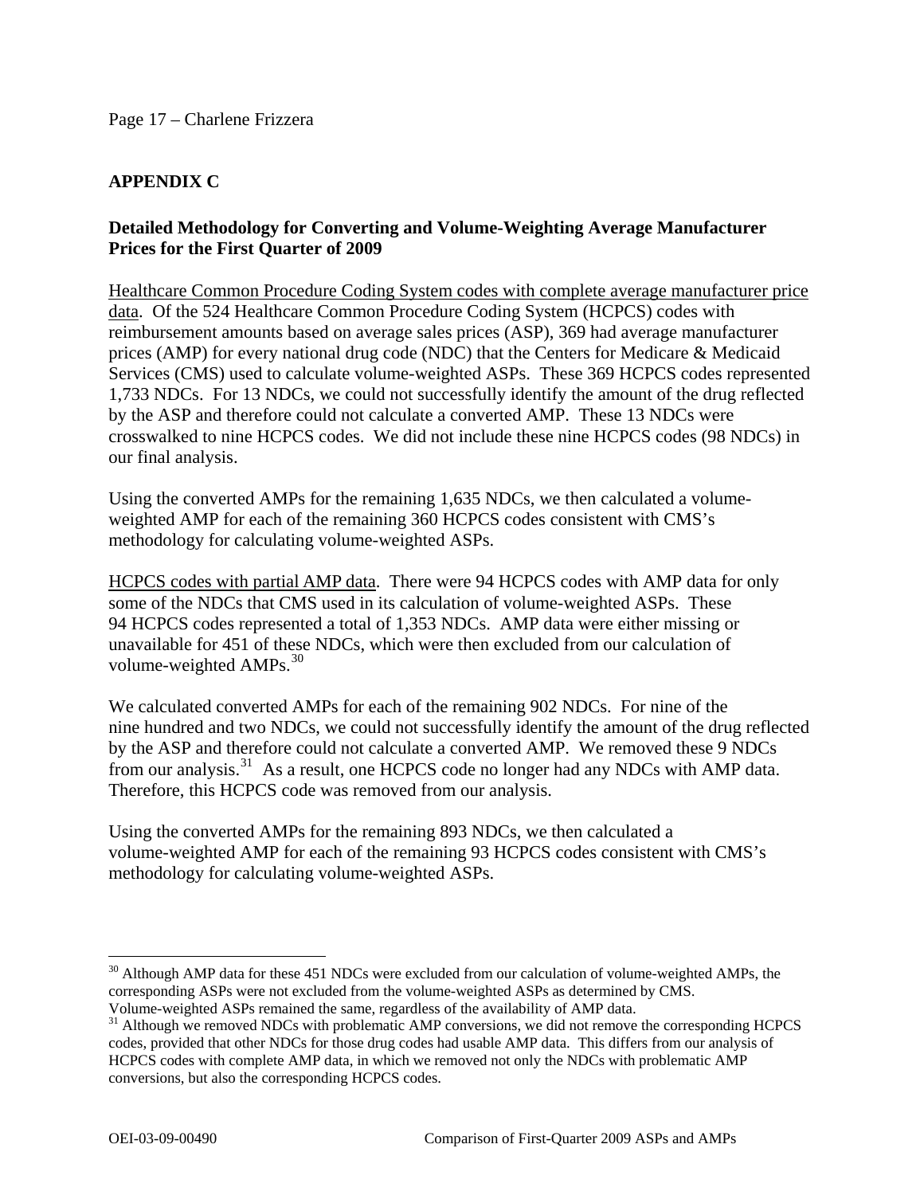## APPENDIX C

### Detailed Methodology for Converting and Volume-Weighting Average Manufacturer Prices for the First Quarter of 2009

Healthcare Common Procedure Coding System codes with complete average manufacturer price data. Of the 524 Healthcare Common Procedure Coding System (HCPCS) codes with reimbursement amounts based on average sales prices (ASP), 369 had average manufacturer prices (AMP) for every national drug code (NDC) that the Centers for Medicare & Medicaid Services (CMS) used to calculate volume-weighted ASPs. These 369 HCPCS codes represented 1,733 NDCs. For 13 NDCs, we could not successfully identify the amount of the drug reflected by the ASP and therefore could not calculate a converted AMP. These 13 NDCs were crosswalked to nine HCPCS codes. We did not include these nine HCPCS codes (98 NDCs) in our final analysis.

Using the converted AMPs for the remaining 1,635 NDCs, we then calculated a volume-weighted AMP for each of the remaining 360 HCPCS codes consistent with CMS's methodology for calculating volume-weighted ASPs.

HCPCS codes with partial AMP data. There were 94 HCPCS codes with AMP data for only some of the NDCs that CMS used in its calculation of volume-weighted ASPs. These 94 HCPCS codes represented a total of 1,353 NDCs. AMP data were either missing or unavailable for 451 of these NDCs, which were then excluded from our calculation of volume-weighted AMPs.[30]

We calculated converted AMPs for each of the remaining 902 NDCs. For nine of the nine hundred and two NDCs, we could not successfully identify the amount of the drug reflected by the ASP and therefore could not calculate a converted AMP. We removed these 9 NDCs from our analysis.[31] As a result, one HCPCS code no longer had any NDCs with AMP data. Therefore, this HCPCS code was removed from our analysis.

Using the converted AMPs for the remaining 893 NDCs, we then calculated a volume-weighted AMP for each of the remaining 93 HCPCS codes consistent with CMS's methodology for calculating volume-weighted ASPs.

---

[30] Although AMP data for these 451 NDCs were excluded from our calculation of volume-weighted AMPs, the corresponding ASPs were not excluded from the volume-weighted ASPs as determined by CMS. Volume-weighted ASPs remained the same, regardless of the availability of AMP data.

[31] Although we removed NDCs with problematic AMP conversions, we did not remove the corresponding HCPCS codes, provided that other NDCs for those drug codes had usable AMP data. This differs from our analysis of HCPCS codes with complete AMP data, in which we removed not only the NDCs with problematic AMP conversions, but also the corresponding HCPCS codes.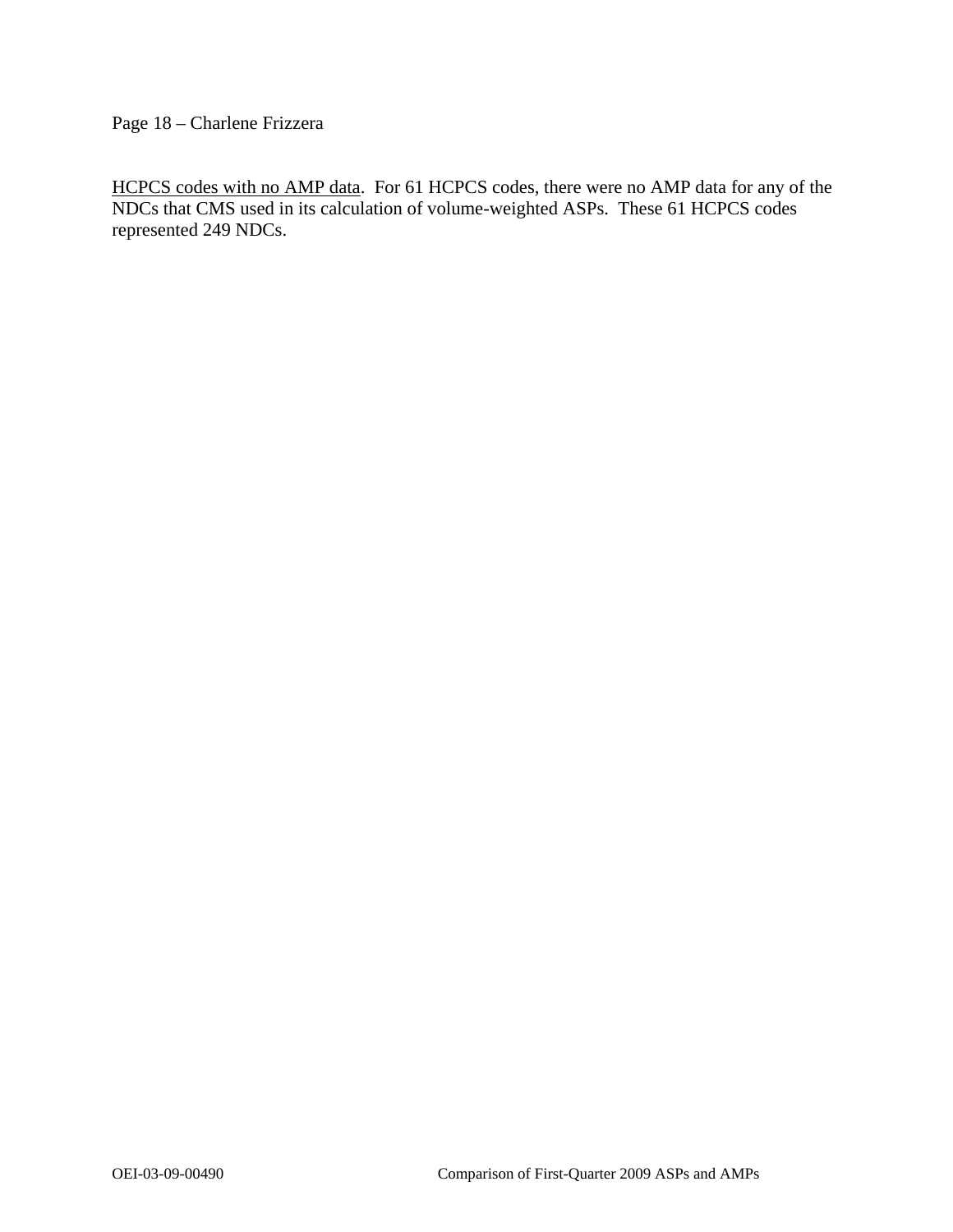<u>HCPCS codes with no AMP data</u>. For 61 HCPCS codes, there were no AMP data for any of the NDCs that CMS used in its calculation of volume-weighted ASPs. These 61 HCPCS codes represented 249 NDCs.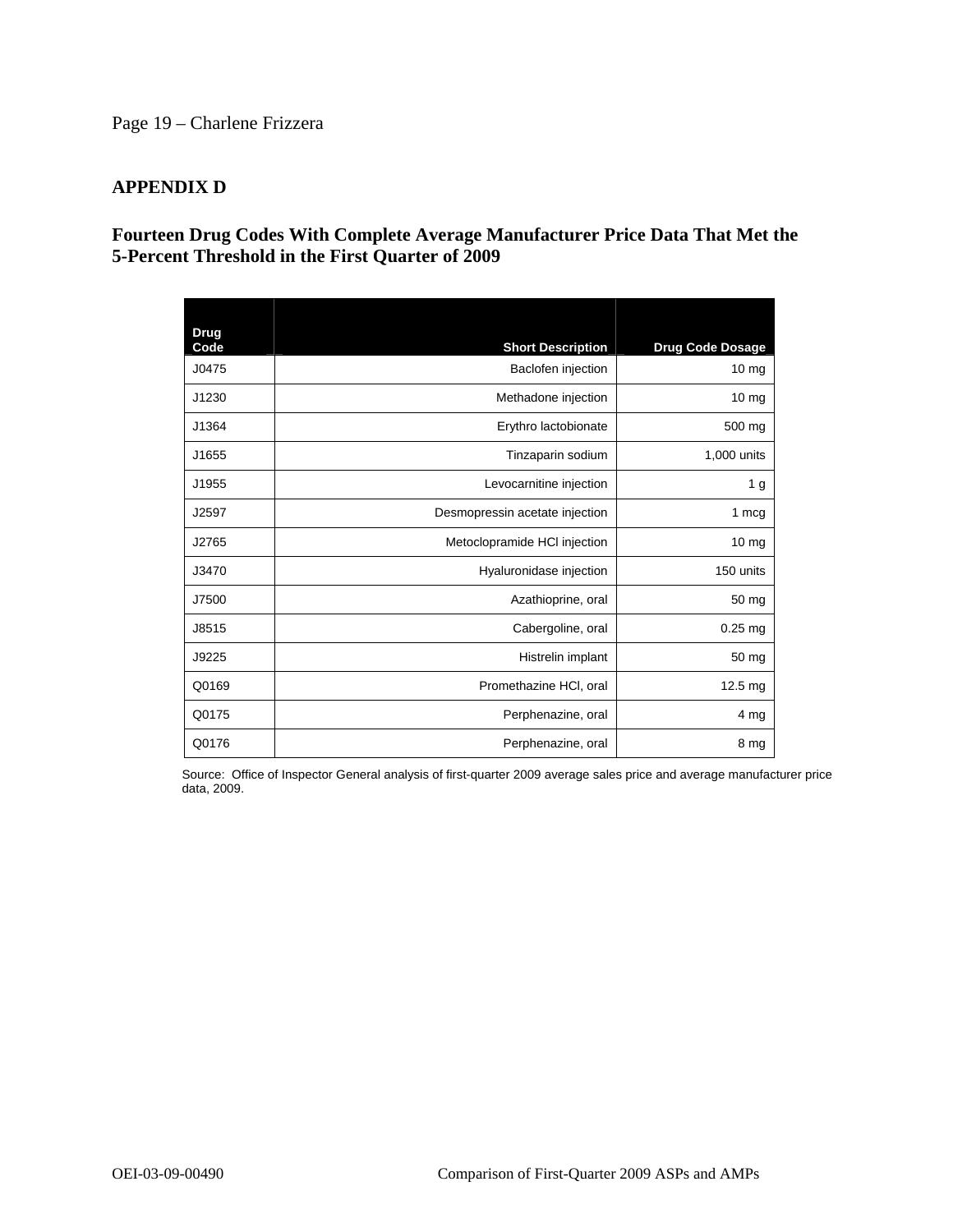## APPENDIX D

### Fourteen Drug Codes With Complete Average Manufacturer Price Data That Met the 5-Percent Threshold in the First Quarter of 2009

| Drug Code | Short Description | Drug Code Dosage |
|---|---:|---:|
| J0475 | Baclofen injection | 10 mg |
| J1230 | Methadone injection | 10 mg |
| J1364 | Erythro lactobionate | 500 mg |
| J1655 | Tinzaparin sodium | 1,000 units |
| J1955 | Levocarnitine injection | 1 g |
| J2597 | Desmopressin acetate injection | 1 mcg |
| J2765 | Metoclopramide HCl injection | 10 mg |
| J3470 | Hyaluronidase injection | 150 units |
| J7500 | Azathioprine, oral | 50 mg |
| J8515 | Cabergoline, oral | 0.25 mg |
| J9225 | Histrelin implant | 50 mg |
| Q0169 | Promethazine HCl, oral | 12.5 mg |
| Q0175 | Perphenazine, oral | 4 mg |
| Q0176 | Perphenazine, oral | 8 mg |

Source: Office of Inspector General analysis of first-quarter 2009 average sales price and average manufacturer price data, 2009.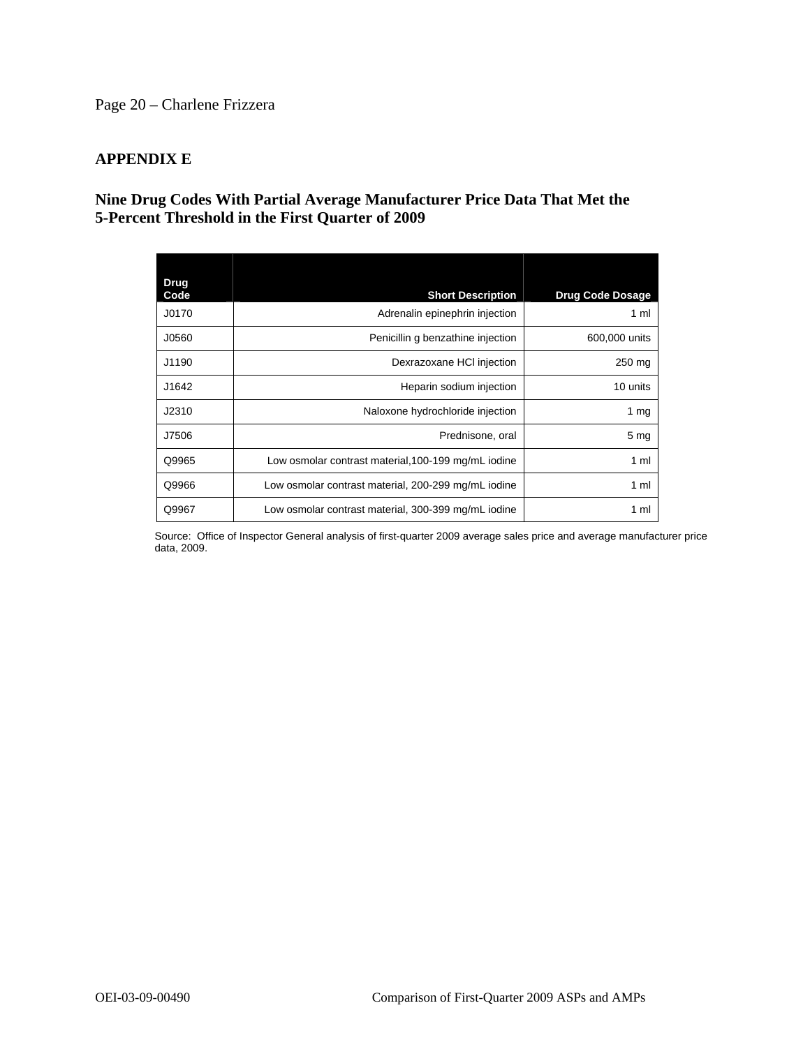## APPENDIX E

### Nine Drug Codes With Partial Average Manufacturer Price Data That Met the 5-Percent Threshold in the First Quarter of 2009

| Drug Code | Short Description | Drug Code Dosage |
|---|---|---|
| J0170 | Adrenalin epinephrin injection | 1 ml |
| J0560 | Penicillin g benzathine injection | 600,000 units |
| J1190 | Dexrazoxane HCl injection | 250 mg |
| J1642 | Heparin sodium injection | 10 units |
| J2310 | Naloxone hydrochloride injection | 1 mg |
| J7506 | Prednisone, oral | 5 mg |
| Q9965 | Low osmolar contrast material,100-199 mg/mL iodine | 1 ml |
| Q9966 | Low osmolar contrast material, 200-299 mg/mL iodine | 1 ml |
| Q9967 | Low osmolar contrast material, 300-399 mg/mL iodine | 1 ml |

Source: Office of Inspector General analysis of first-quarter 2009 average sales price and average manufacturer price data, 2009.